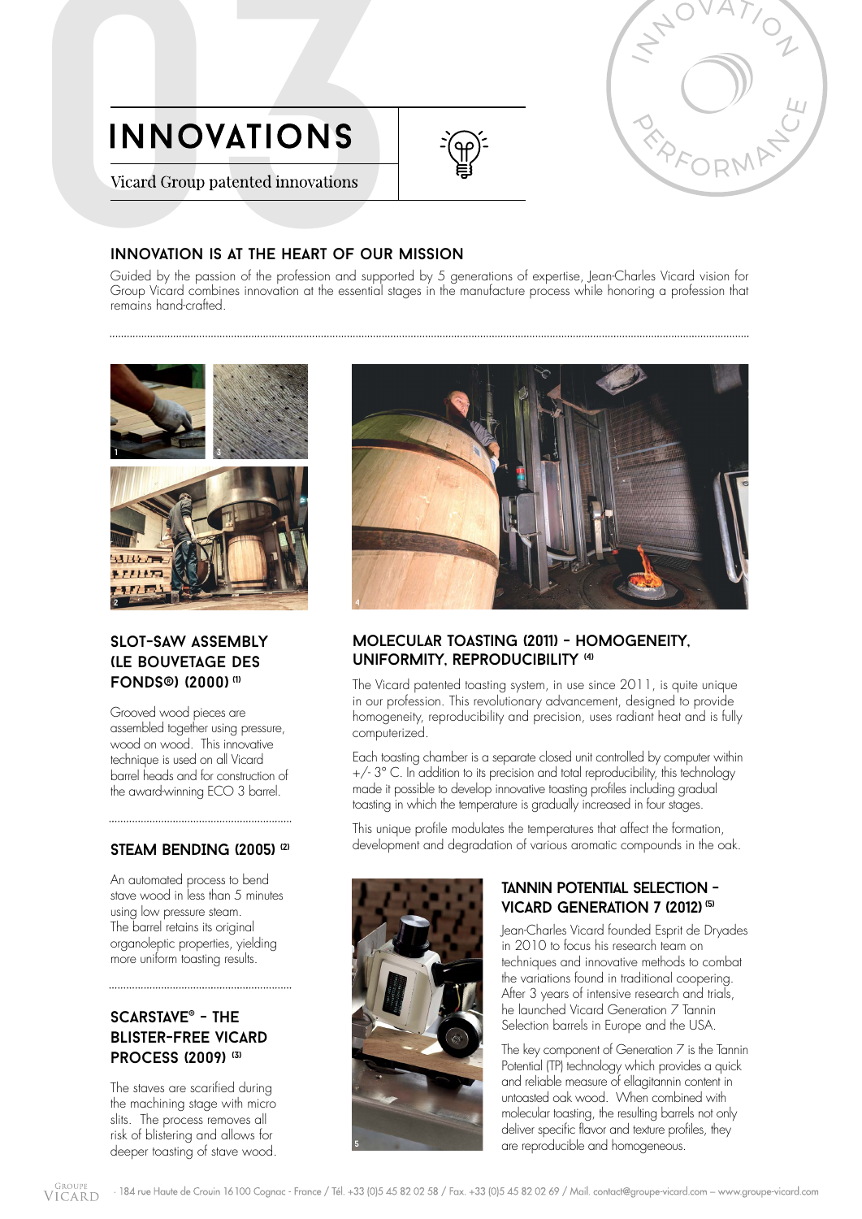# INNOVATIONS

Vicard Group patented innovations

## INNOVATION IS AT THE HEART OF OUR MISSION

Guided by the passion of the profession and supported by 5 generations of expertise, Jean-Charles Vicard vision for Group Vicard combines innovation at the essential stages in the manufacture process while honoring a profession that remains hand-crafted.

### SLOT-SAW ASSEMBLY (LE BOUVETAGE DES FONDS®) (2000) [1]

Grooved wood pieces are assembled together using pressure, wood on wood. This innovative technique is used on all Vicard barrel heads and for construction of the award-winning ECO 3 barrel.

### STEAM BENDING (2005) [2]

An automated process to bend stave wood in less than 5 minutes using low pressure steam. The barrel retains its original organoleptic properties, yielding more uniform toasting results.

### SCARSTAVE® - THE BLISTER-FREE VICARD PROCESS (2009) [3]

The staves are scarified during the machining stage with micro slits. The process removes all risk of blistering and allows for deeper toasting of stave wood.

### MOLECULAR TOASTING (2011) - HOMOGENEITY, UNIFORMITY, REPRODUCIBILITY [4]

The Vicard patented toasting system, in use since 2011, is quite unique in our profession. This revolutionary advancement, designed to provide homogeneity, reproducibility and precision, uses radiant heat and is fully computerized.

Each toasting chamber is a separate closed unit controlled by computer within +/- 3° C. In addition to its precision and total reproducibility, this technology made it possible to develop innovative toasting profiles including gradual toasting in which the temperature is gradually increased in four stages.

This unique profile modulates the temperatures that affect the formation, development and degradation of various aromatic compounds in the oak.

### TANNIN POTENTIAL SELECTION - VICARD GENERATION 7 (2012) [5]

Jean-Charles Vicard founded Esprit de Dryades in 2010 to focus his research team on techniques and innovative methods to combat the variations found in traditional coopering. After 3 years of intensive research and trials, he launched Vicard Generation 7 Tannin Selection barrels in Europe and the USA.

The key component of Generation 7 is the Tannin Potential (TP) technology which provides a quick and reliable measure of ellagitannin content in untoasted oak wood. When combined with molecular toasting, the resulting barrels not only deliver specific flavor and texture profiles, they are reproducible and homogeneous.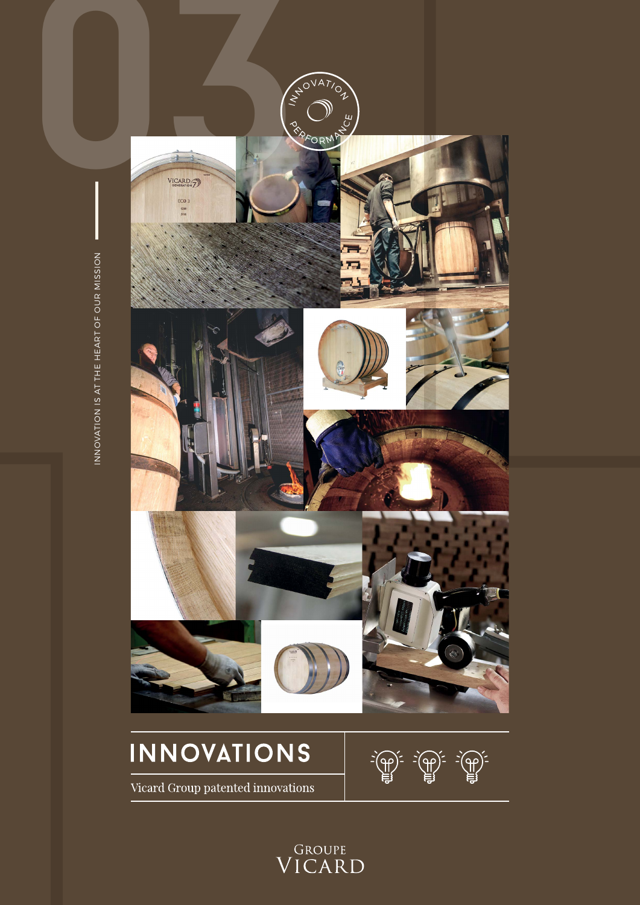03

INNOVATION IS AT THE HEART OF OUR MISSION

# INNOVATIONS

Vicard Group patented innovations

GROUPE VICARD